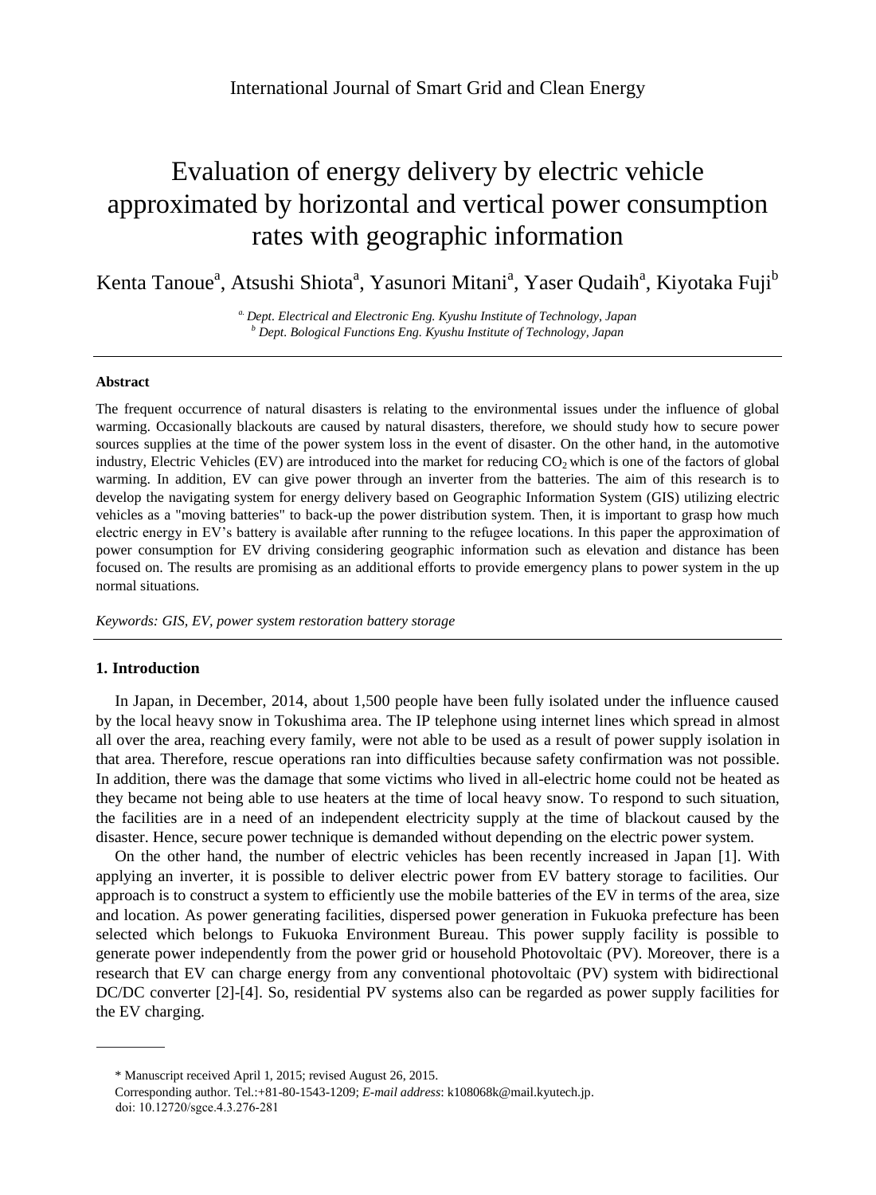# Evaluation of energy delivery by electric vehicle approximated by horizontal and vertical power consumption rates with geographic information

Kenta Tanoue[a], Atsushi Shiota[a], Yasunori Mitani[a], Yaser Qudaih[a], Kiyotaka Fuji[b]

*[a] Dept. Electrical and Electronic Eng. Kyushu Institute of Technology, Japan*
*[b] Dept. Bological Functions Eng. Kyushu Institute of Technology, Japan*

---

**Abstract**

The frequent occurrence of natural disasters is relating to the environmental issues under the influence of global warming. Occasionally blackouts are caused by natural disasters, therefore, we should study how to secure power sources supplies at the time of the power system loss in the event of disaster. On the other hand, in the automotive industry, Electric Vehicles (EV) are introduced into the market for reducing $CO_2$ which is one of the factors of global warming. In addition, EV can give power through an inverter from the batteries. The aim of this research is to develop the navigating system for energy delivery based on Geographic Information System (GIS) utilizing electric vehicles as a "moving batteries" to back-up the power distribution system. Then, it is important to grasp how much electric energy in EV's battery is available after running to the refugee locations. In this paper the approximation of power consumption for EV driving considering geographic information such as elevation and distance has been focused on. The results are promising as an additional efforts to provide emergency plans to power system in the up normal situations.

*Keywords: GIS, EV, power system restoration battery storage*

---

## 1. Introduction

In Japan, in December, 2014, about 1,500 people have been fully isolated under the influence caused by the local heavy snow in Tokushima area. The IP telephone using internet lines which spread in almost all over the area, reaching every family, were not able to be used as a result of power supply isolation in that area. Therefore, rescue operations ran into difficulties because safety confirmation was not possible. In addition, there was the damage that some victims who lived in all-electric home could not be heated as they became not being able to use heaters at the time of local heavy snow. To respond to such situation, the facilities are in a need of an independent electricity supply at the time of blackout caused by the disaster. Hence, secure power technique is demanded without depending on the electric power system.

On the other hand, the number of electric vehicles has been recently increased in Japan [1]. With applying an inverter, it is possible to deliver electric power from EV battery storage to facilities. Our approach is to construct a system to efficiently use the mobile batteries of the EV in terms of the area, size and location. As power generating facilities, dispersed power generation in Fukuoka prefecture has been selected which belongs to Fukuoka Environment Bureau. This power supply facility is possible to generate power independently from the power grid or household Photovoltaic (PV). Moreover, there is a research that EV can charge energy from any conventional photovoltaic (PV) system with bidirectional DC/DC converter [2]-[4]. So, residential PV systems also can be regarded as power supply facilities for the EV charging.

---

\* Manuscript received April 1, 2015; revised August 26, 2015.
Corresponding author. Tel.:+81-80-1543-1209; *E-mail address*: k108068k@mail.kyutech.jp.
doi: 10.12720/sgce.4.3.276-281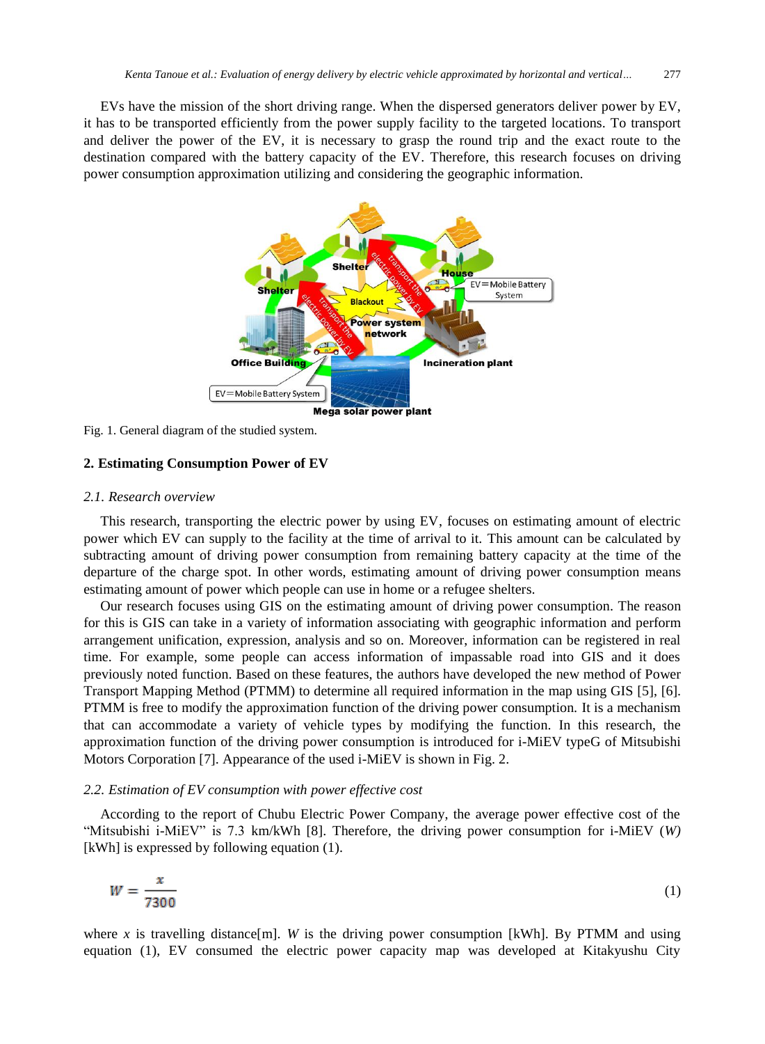EVs have the mission of the short driving range. When the dispersed generators deliver power by EV, it has to be transported efficiently from the power supply facility to the targeted locations. To transport and deliver the power of the EV, it is necessary to grasp the round trip and the exact route to the destination compared with the battery capacity of the EV. Therefore, this research focuses on driving power consumption approximation utilizing and considering the geographic information.

Fig. 1. General diagram of the studied system.

## 2. Estimating Consumption Power of EV

### *2.1. Research overview*

This research, transporting the electric power by using EV, focuses on estimating amount of electric power which EV can supply to the facility at the time of arrival to it. This amount can be calculated by subtracting amount of driving power consumption from remaining battery capacity at the time of the departure of the charge spot. In other words, estimating amount of driving power consumption means estimating amount of power which people can use in home or a refugee shelters.

Our research focuses using GIS on the estimating amount of driving power consumption. The reason for this is GIS can take in a variety of information associating with geographic information and perform arrangement unification, expression, analysis and so on. Moreover, information can be registered in real time. For example, some people can access information of impassable road into GIS and it does previously noted function. Based on these features, the authors have developed the new method of Power Transport Mapping Method (PTMM) to determine all required information in the map using GIS [5], [6]. PTMM is free to modify the approximation function of the driving power consumption. It is a mechanism that can accommodate a variety of vehicle types by modifying the function. In this research, the approximation function of the driving power consumption is introduced for i-MiEV typeG of Mitsubishi Motors Corporation [7]. Appearance of the used i-MiEV is shown in Fig. 2.

### *2.2. Estimation of EV consumption with power effective cost*

According to the report of Chubu Electric Power Company, the average power effective cost of the "Mitsubishi i-MiEV" is 7.3 km/kWh [8]. Therefore, the driving power consumption for i-MiEV ($W$) [kWh] is expressed by following equation (1).

$$W = \frac{x}{7300} \tag{1}$$

where $x$ is travelling distance[m]. $W$ is the driving power consumption [kWh]. By PTMM and using equation (1), EV consumed the electric power capacity map was developed at Kitakyushu City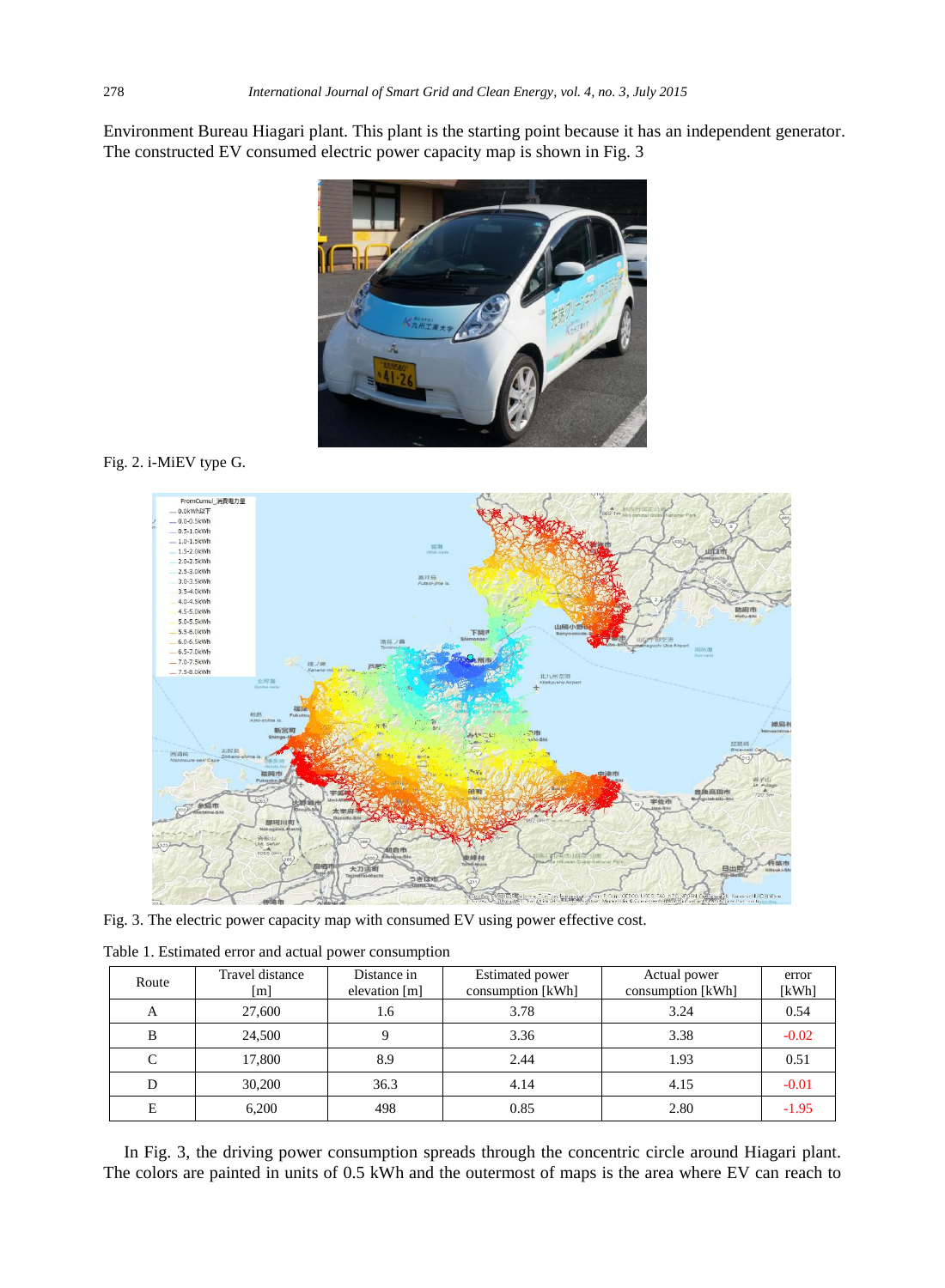Environment Bureau Hiagari plant. This plant is the starting point because it has an independent generator. The constructed EV consumed electric power capacity map is shown in Fig. 3

Fig. 2. i-MiEV type G.

Fig. 3. The electric power capacity map with consumed EV using power effective cost.

Table 1. Estimated error and actual power consumption

| Route | Travel distance [m] | Distance in elevation [m] | Estimated power consumption [kWh] | Actual power consumption [kWh] | error [kWh] |
|---|---|---|---|---|---|
| A | 27,600 | 1.6 | 3.78 | 3.24 | 0.54 |
| B | 24,500 | 9 | 3.36 | 3.38 | -0.02 |
| C | 17,800 | 8.9 | 2.44 | 1.93 | 0.51 |
| D | 30,200 | 36.3 | 4.14 | 4.15 | -0.01 |
| E | 6,200 | 498 | 0.85 | 2.80 | -1.95 |

In Fig. 3, the driving power consumption spreads through the concentric circle around Hiagari plant. The colors are painted in units of 0.5 kWh and the outermost of maps is the area where EV can reach to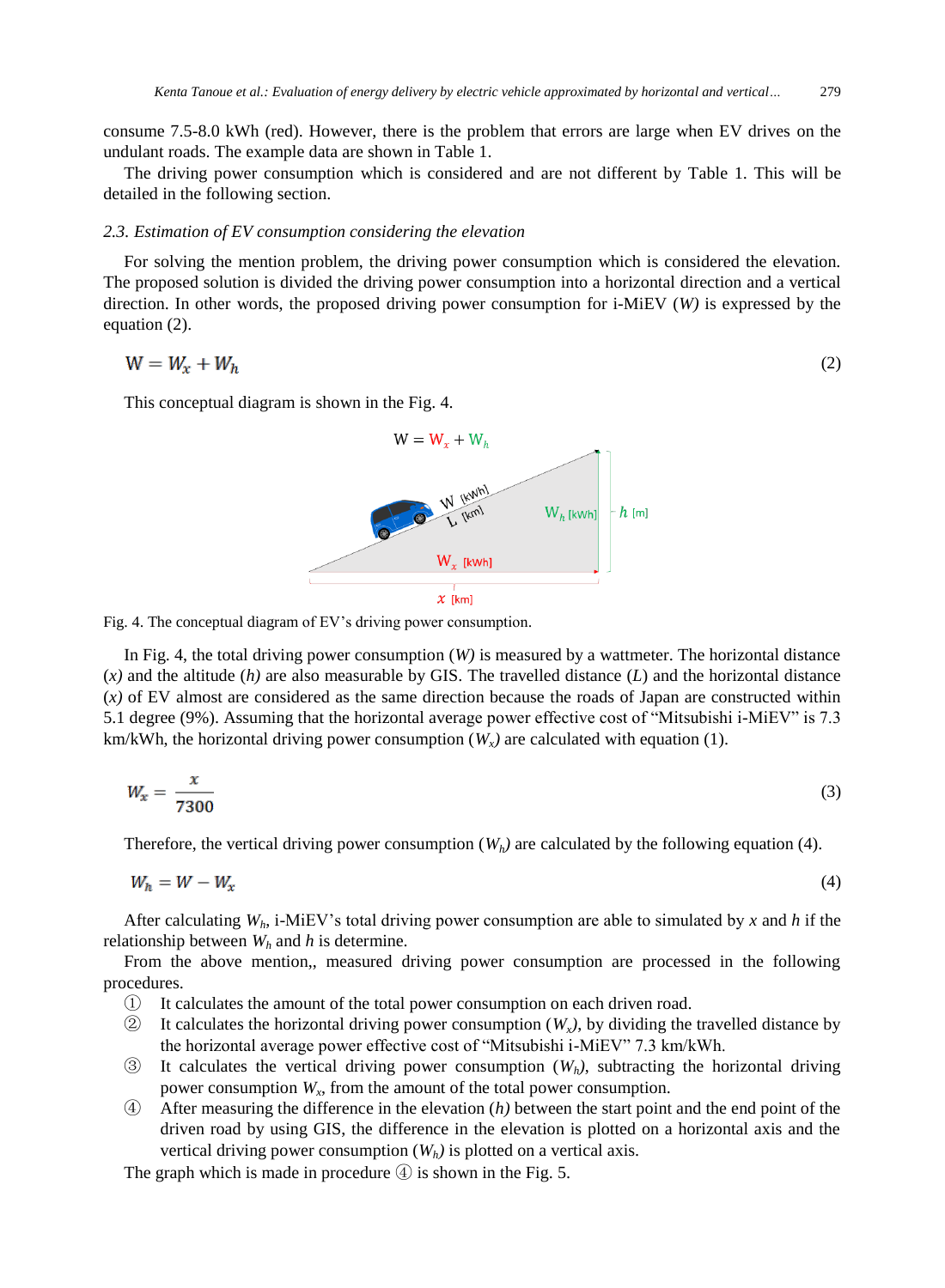consume 7.5-8.0 kWh (red). However, there is the problem that errors are large when EV drives on the undulant roads. The example data are shown in Table 1.

The driving power consumption which is considered and are not different by Table 1. This will be detailed in the following section.

### *2.3. Estimation of EV consumption considering the elevation*

For solving the mention problem, the driving power consumption which is considered the elevation. The proposed solution is divided the driving power consumption into a horizontal direction and a vertical direction. In other words, the proposed driving power consumption for i-MiEV (*W*) is expressed by the equation (2).

$$W = W_x + W_h \tag{2}$$

This conceptual diagram is shown in the Fig. 4.

Fig. 4. The conceptual diagram of EV's driving power consumption.

In Fig. 4, the total driving power consumption (*W*) is measured by a wattmeter. The horizontal distance (*x*) and the altitude (*h*) are also measurable by GIS. The travelled distance (*L*) and the horizontal distance (*x*) of EV almost are considered as the same direction because the roads of Japan are constructed within 5.1 degree (9%). Assuming that the horizontal average power effective cost of "Mitsubishi i-MiEV" is 7.3 km/kWh, the horizontal driving power consumption ($W_x$) are calculated with equation (1).

$$W_x = \frac{x}{7300} \tag{3}$$

Therefore, the vertical driving power consumption ($W_h$) are calculated by the following equation (4).

$$W_h = W - W_x \tag{4}$$

After calculating $W_h$, i-MiEV's total driving power consumption are able to simulated by $x$ and $h$ if the relationship between $W_h$ and $h$ is determine.

From the above mention,, measured driving power consumption are processed in the following procedures.

① It calculates the amount of the total power consumption on each driven road.

② It calculates the horizontal driving power consumption ($W_x$), by dividing the travelled distance by the horizontal average power effective cost of "Mitsubishi i-MiEV" 7.3 km/kWh.

③ It calculates the vertical driving power consumption ($W_h$), subtracting the horizontal driving power consumption $W_x$, from the amount of the total power consumption.

④ After measuring the difference in the elevation (*h*) between the start point and the end point of the driven road by using GIS, the difference in the elevation is plotted on a horizontal axis and the vertical driving power consumption ($W_h$) is plotted on a vertical axis.

The graph which is made in procedure ④ is shown in the Fig. 5.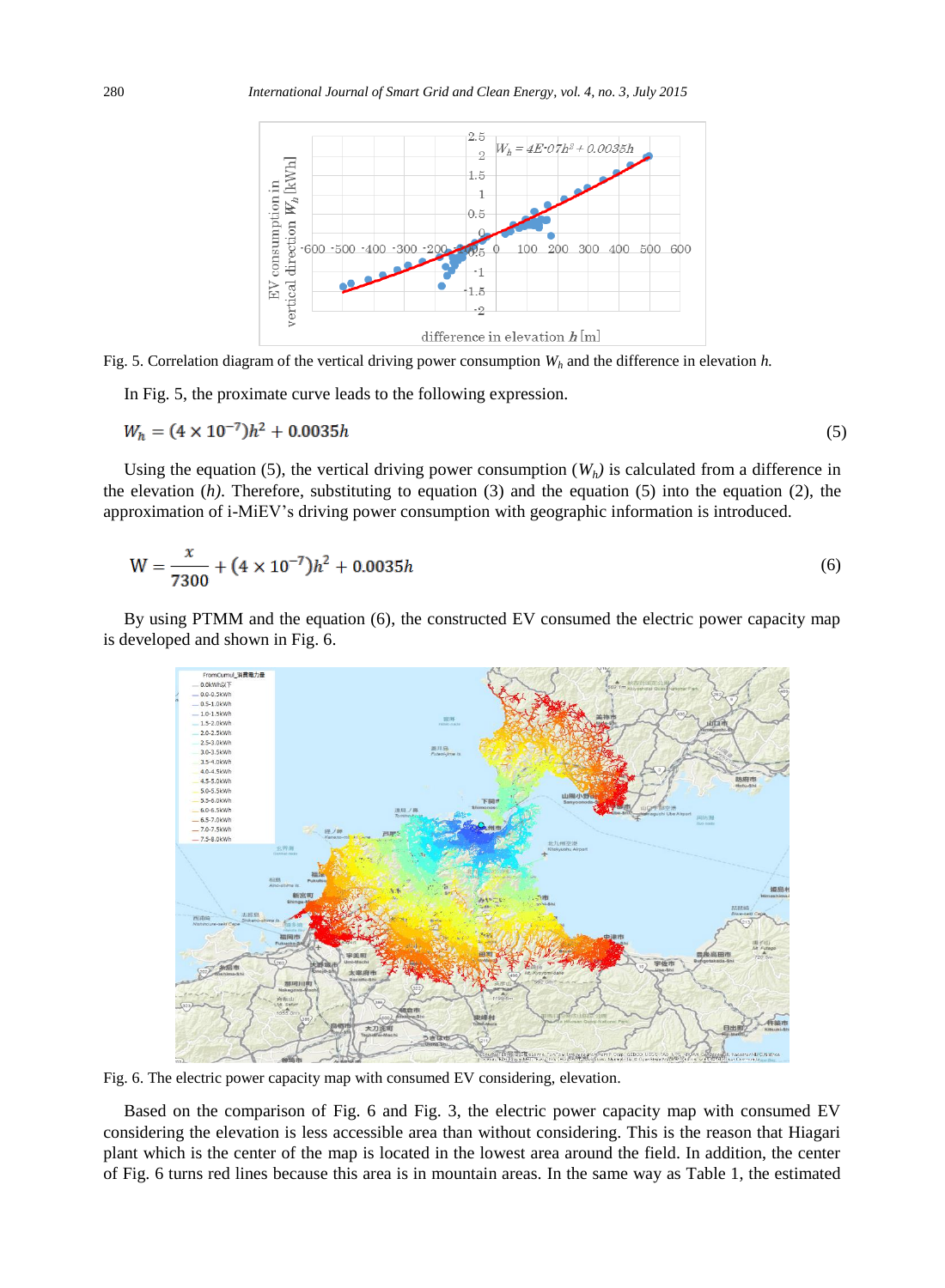Fig. 5. Correlation diagram of the vertical driving power consumption $W_h$ and the difference in elevation *h.*

In Fig. 5, the proximate curve leads to the following expression.

$$W_h = (4 \times 10^{-7})h^2 + 0.0035h \tag{5}$$

Using the equation (5), the vertical driving power consumption ($W_h$) is calculated from a difference in the elevation (*h)*. Therefore, substituting to equation (3) and the equation (5) into the equation (2), the approximation of i-MiEV's driving power consumption with geographic information is introduced.

$$\mathrm{W} = \frac{x}{7300} + (4 \times 10^{-7})h^2 + 0.0035h \tag{6}$$

By using PTMM and the equation (6), the constructed EV consumed the electric power capacity map is developed and shown in Fig. 6.

Fig. 6. The electric power capacity map with consumed EV considering, elevation.

Based on the comparison of Fig. 6 and Fig. 3, the electric power capacity map with consumed EV considering the elevation is less accessible area than without considering. This is the reason that Hiagari plant which is the center of the map is located in the lowest area around the field. In addition, the center of Fig. 6 turns red lines because this area is in mountain areas. In the same way as Table 1, the estimated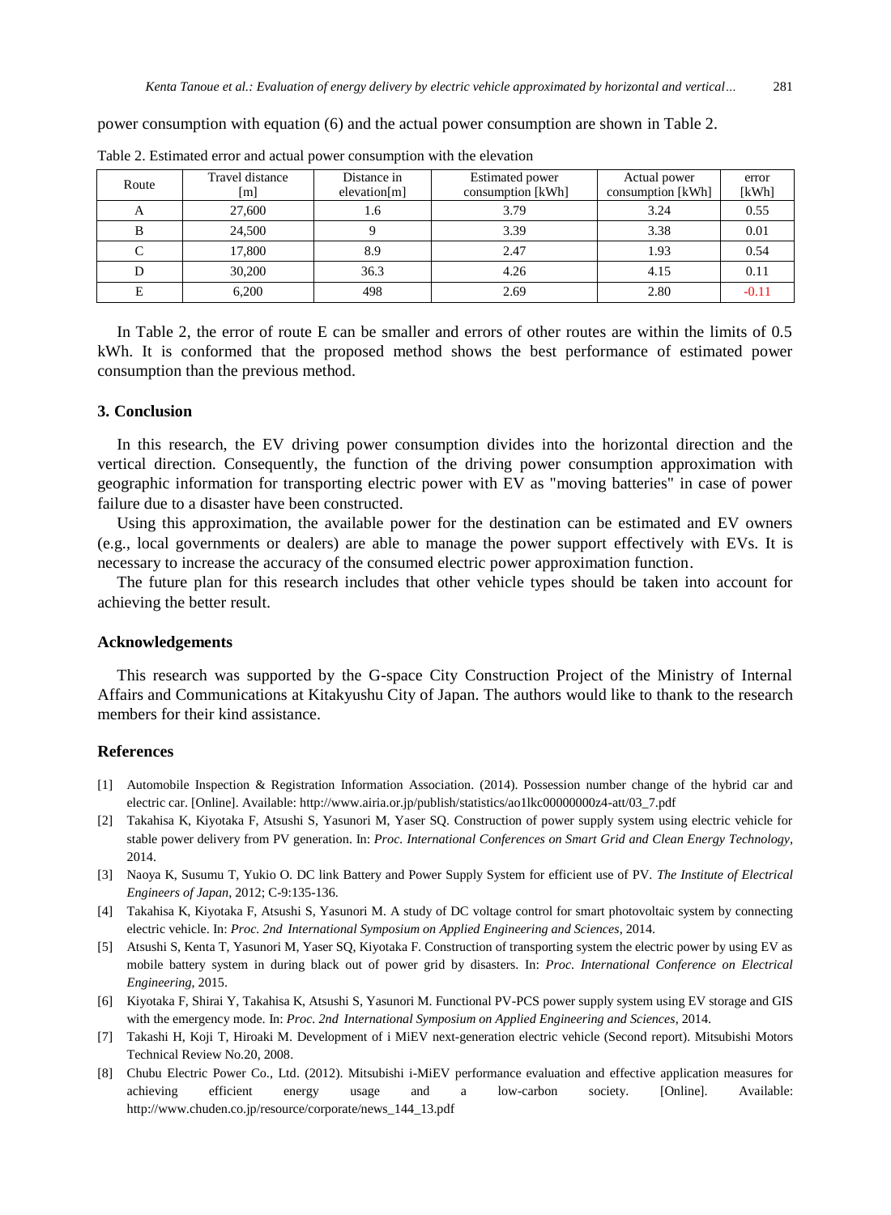power consumption with equation (6) and the actual power consumption are shown in Table 2.

Table 2. Estimated error and actual power consumption with the elevation

| Route | Travel distance [m] | Distance in elevation[m] | Estimated power consumption [kWh] | Actual power consumption [kWh] | error [kWh] |
|---|---|---|---|---|---|
| A | 27,600 | 1.6 | 3.79 | 3.24 | 0.55 |
| B | 24,500 | 9 | 3.39 | 3.38 | 0.01 |
| C | 17,800 | 8.9 | 2.47 | 1.93 | 0.54 |
| D | 30,200 | 36.3 | 4.26 | 4.15 | 0.11 |
| E | 6,200 | 498 | 2.69 | 2.80 | -0.11 |

In Table 2, the error of route E can be smaller and errors of other routes are within the limits of 0.5 kWh. It is conformed that the proposed method shows the best performance of estimated power consumption than the previous method.

## 3. Conclusion

In this research, the EV driving power consumption divides into the horizontal direction and the vertical direction. Consequently, the function of the driving power consumption approximation with geographic information for transporting electric power with EV as "moving batteries" in case of power failure due to a disaster have been constructed.

Using this approximation, the available power for the destination can be estimated and EV owners (e.g., local governments or dealers) are able to manage the power support effectively with EVs. It is necessary to increase the accuracy of the consumed electric power approximation function.

The future plan for this research includes that other vehicle types should be taken into account for achieving the better result.

## Acknowledgements

This research was supported by the G-space City Construction Project of the Ministry of Internal Affairs and Communications at Kitakyushu City of Japan. The authors would like to thank to the research members for their kind assistance.

## References

[1] Automobile Inspection & Registration Information Association. (2014). Possession number change of the hybrid car and electric car. [Online]. Available: http://www.airia.or.jp/publish/statistics/ao1lkc00000000z4-att/03_7.pdf

[2] Takahisa K, Kiyotaka F, Atsushi S, Yasunori M, Yaser SQ. Construction of power supply system using electric vehicle for stable power delivery from PV generation. In: *Proc. International Conferences on Smart Grid and Clean Energy Technology*, 2014.

[3] Naoya K, Susumu T, Yukio O. DC link Battery and Power Supply System for efficient use of PV. *The Institute of Electrical Engineers of Japan*, 2012; C-9:135-136.

[4] Takahisa K, Kiyotaka F, Atsushi S, Yasunori M. A study of DC voltage control for smart photovoltaic system by connecting electric vehicle. In: *Proc. 2nd International Symposium on Applied Engineering and Sciences*, 2014.

[5] Atsushi S, Kenta T, Yasunori M, Yaser SQ, Kiyotaka F. Construction of transporting system the electric power by using EV as mobile battery system in during black out of power grid by disasters. In: *Proc. International Conference on Electrical Engineering*, 2015.

[6] Kiyotaka F, Shirai Y, Takahisa K, Atsushi S, Yasunori M. Functional PV-PCS power supply system using EV storage and GIS with the emergency mode. In: *Proc. 2nd International Symposium on Applied Engineering and Sciences*, 2014.

[7] Takashi H, Koji T, Hiroaki M. Development of i MiEV next-generation electric vehicle (Second report). Mitsubishi Motors Technical Review No.20, 2008.

[8] Chubu Electric Power Co., Ltd. (2012). Mitsubishi i-MiEV performance evaluation and effective application measures for achieving efficient energy usage and a low-carbon society. [Online]. Available: http://www.chuden.co.jp/resource/corporate/news_144_13.pdf